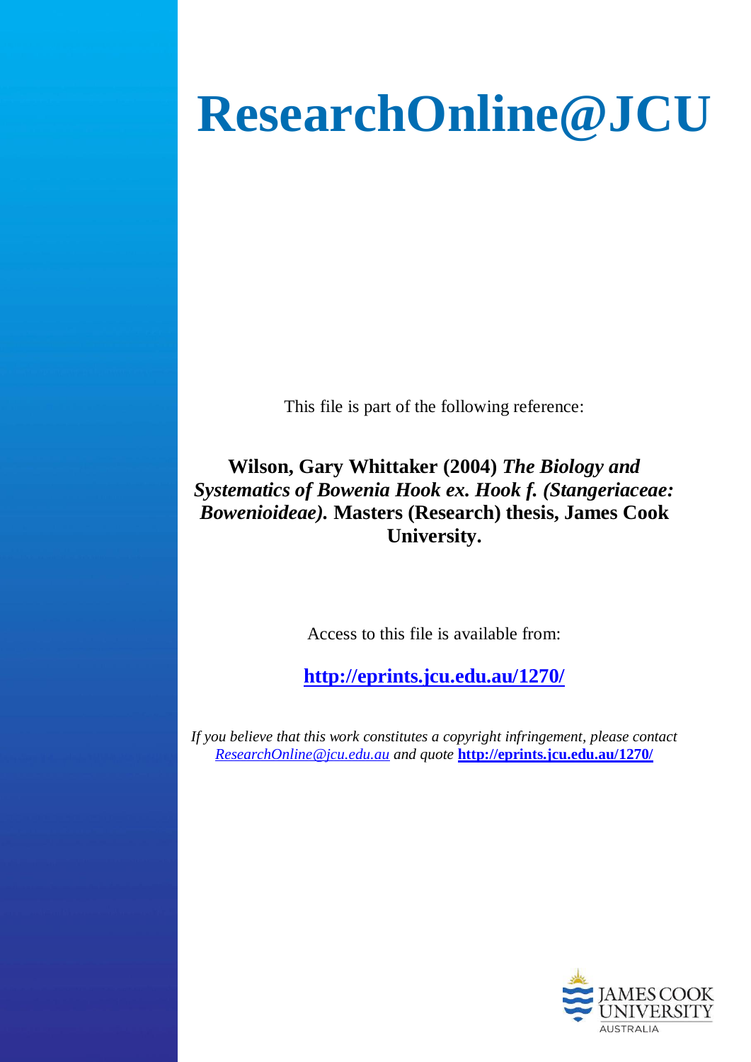# ResearchOnline@JCU

This file is part of the following reference:

**Wilson, Gary Whittaker (2004)** ***The Biology and Systematics of Bowenia Hook ex. Hook f. (Stangeriaceae: Bowenioideae).*** **Masters (Research) thesis, James Cook University.**

Access to this file is available from:

**http://eprints.jcu.edu.au/1270/**

*If you believe that this work constitutes a copyright infringement, please contact ResearchOnline@jcu.edu.au and quote* **http://eprints.jcu.edu.au/1270/**

JAMES COOK UNIVERSITY AUSTRALIA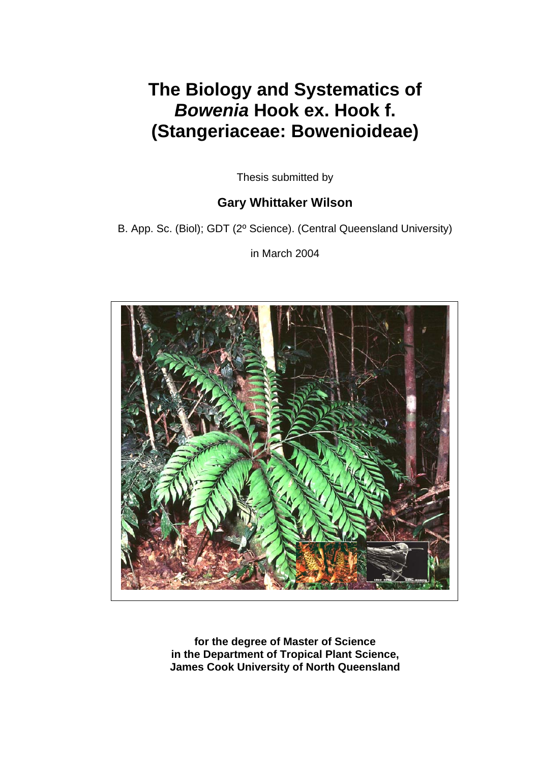# The Biology and Systematics of *Bowenia* Hook ex. Hook f. (Stangeriaceae: Bowenioideae)

Thesis submitted by

**Gary Whittaker Wilson**

B. App. Sc. (Biol); GDT (2º Science). (Central Queensland University)

in March 2004

**for the degree of Master of Science in the Department of Tropical Plant Science, James Cook University of North Queensland**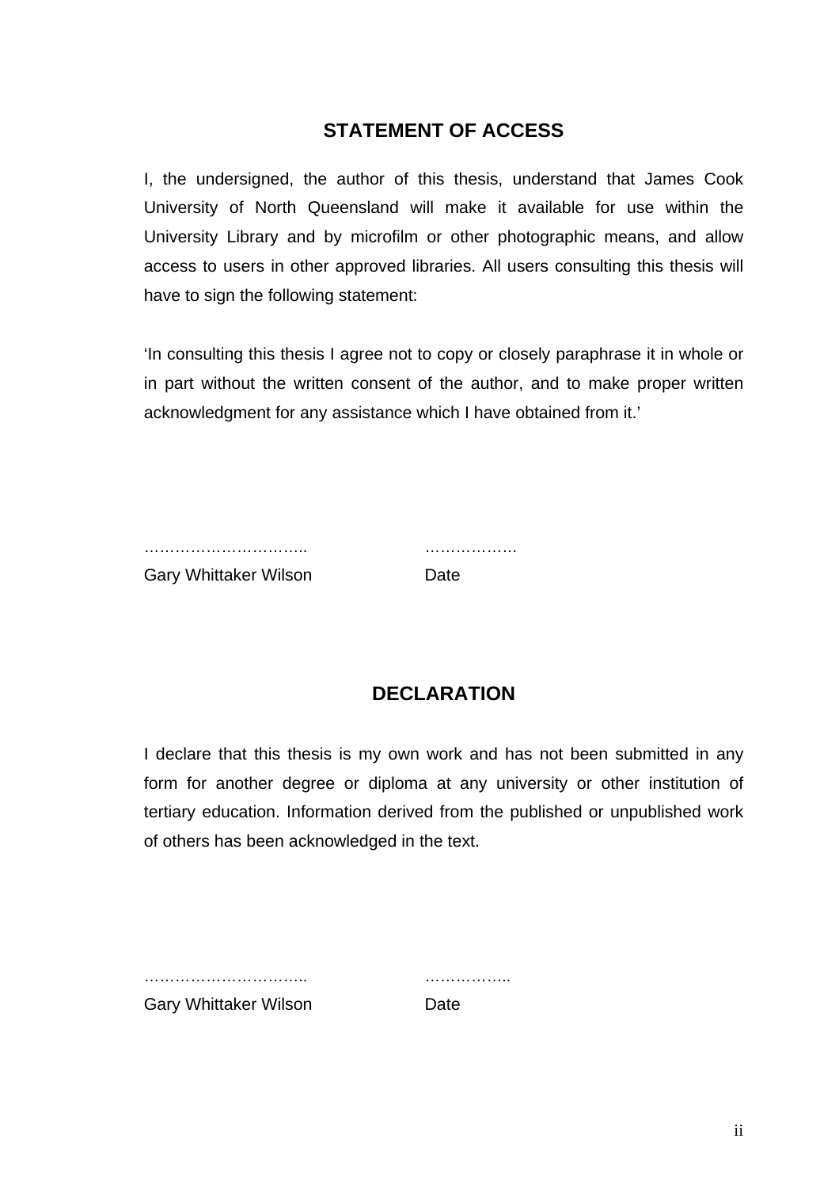## STATEMENT OF ACCESS

I, the undersigned, the author of this thesis, understand that James Cook University of North Queensland will make it available for use within the University Library and by microfilm or other photographic means, and allow access to users in other approved libraries. All users consulting this thesis will have to sign the following statement:

'In consulting this thesis I agree not to copy or closely paraphrase it in whole or in part without the written consent of the author, and to make proper written acknowledgment for any assistance which I have obtained from it.'

………………………….. ………………

Gary Whittaker Wilson Date

## DECLARATION

I declare that this thesis is my own work and has not been submitted in any form for another degree or diploma at any university or other institution of tertiary education. Information derived from the published or unpublished work of others has been acknowledged in the text.

………………………….. ……………..

Gary Whittaker Wilson Date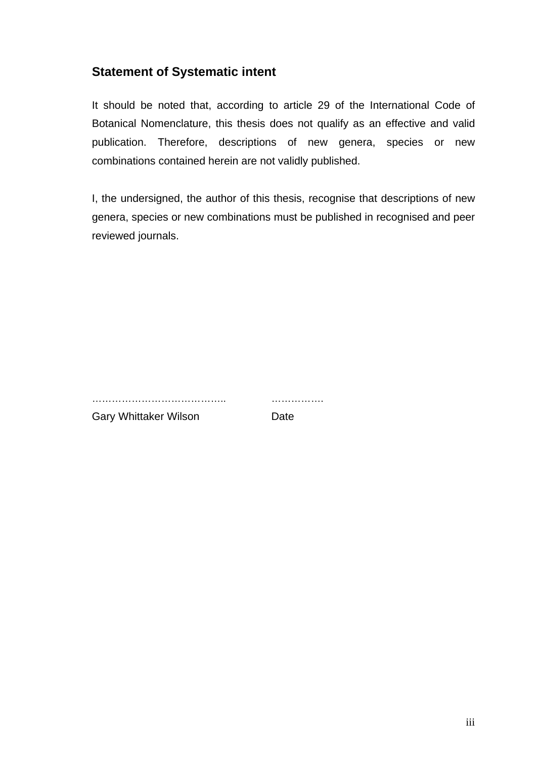## Statement of Systematic intent

It should be noted that, according to article 29 of the International Code of Botanical Nomenclature, this thesis does not qualify as an effective and valid publication. Therefore, descriptions of new genera, species or new combinations contained herein are not validly published.

I, the undersigned, the author of this thesis, recognise that descriptions of new genera, species or new combinations must be published in recognised and peer reviewed journals.

………………………………….. ……………

Gary Whittaker Wilson Date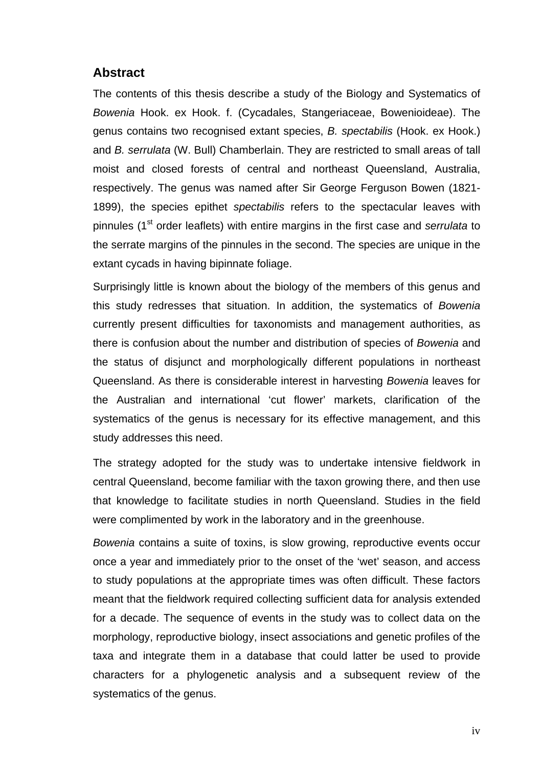## Abstract

The contents of this thesis describe a study of the Biology and Systematics of *Bowenia* Hook. ex Hook. f. (Cycadales, Stangeriaceae, Bowenioideae). The genus contains two recognised extant species, *B. spectabilis* (Hook. ex Hook.) and *B. serrulata* (W. Bull) Chamberlain. They are restricted to small areas of tall moist and closed forests of central and northeast Queensland, Australia, respectively. The genus was named after Sir George Ferguson Bowen (1821-1899), the species epithet *spectabilis* refers to the spectacular leaves with pinnules (1st order leaflets) with entire margins in the first case and *serrulata* to the serrate margins of the pinnules in the second. The species are unique in the extant cycads in having bipinnate foliage.

Surprisingly little is known about the biology of the members of this genus and this study redresses that situation. In addition, the systematics of *Bowenia* currently present difficulties for taxonomists and management authorities, as there is confusion about the number and distribution of species of *Bowenia* and the status of disjunct and morphologically different populations in northeast Queensland. As there is considerable interest in harvesting *Bowenia* leaves for the Australian and international 'cut flower' markets, clarification of the systematics of the genus is necessary for its effective management, and this study addresses this need.

The strategy adopted for the study was to undertake intensive fieldwork in central Queensland, become familiar with the taxon growing there, and then use that knowledge to facilitate studies in north Queensland. Studies in the field were complimented by work in the laboratory and in the greenhouse.

*Bowenia* contains a suite of toxins, is slow growing, reproductive events occur once a year and immediately prior to the onset of the 'wet' season, and access to study populations at the appropriate times was often difficult. These factors meant that the fieldwork required collecting sufficient data for analysis extended for a decade. The sequence of events in the study was to collect data on the morphology, reproductive biology, insect associations and genetic profiles of the taxa and integrate them in a database that could latter be used to provide characters for a phylogenetic analysis and a subsequent review of the systematics of the genus.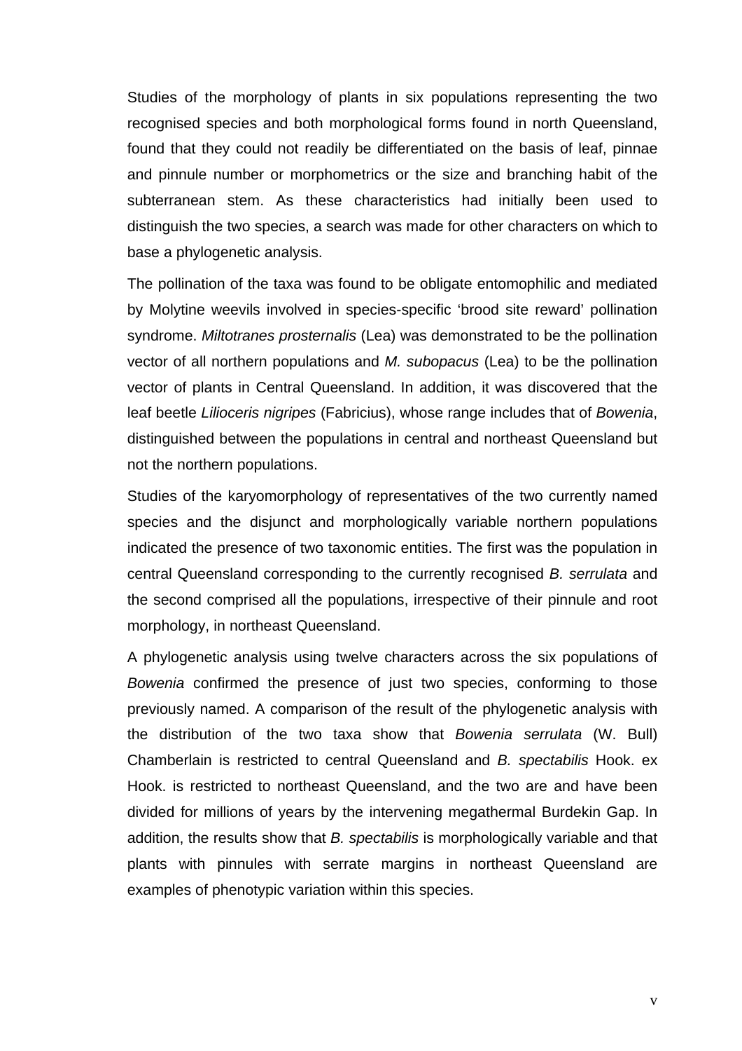Studies of the morphology of plants in six populations representing the two recognised species and both morphological forms found in north Queensland, found that they could not readily be differentiated on the basis of leaf, pinnae and pinnule number or morphometrics or the size and branching habit of the subterranean stem. As these characteristics had initially been used to distinguish the two species, a search was made for other characters on which to base a phylogenetic analysis.

The pollination of the taxa was found to be obligate entomophilic and mediated by Molytine weevils involved in species-specific ‘brood site reward’ pollination syndrome. *Miltotranes prosternalis* (Lea) was demonstrated to be the pollination vector of all northern populations and *M. subopacus* (Lea) to be the pollination vector of plants in Central Queensland. In addition, it was discovered that the leaf beetle *Lilioceris nigripes* (Fabricius), whose range includes that of *Bowenia*, distinguished between the populations in central and northeast Queensland but not the northern populations.

Studies of the karyomorphology of representatives of the two currently named species and the disjunct and morphologically variable northern populations indicated the presence of two taxonomic entities. The first was the population in central Queensland corresponding to the currently recognised *B. serrulata* and the second comprised all the populations, irrespective of their pinnule and root morphology, in northeast Queensland.

A phylogenetic analysis using twelve characters across the six populations of *Bowenia* confirmed the presence of just two species, conforming to those previously named. A comparison of the result of the phylogenetic analysis with the distribution of the two taxa show that *Bowenia serrulata* (W. Bull) Chamberlain is restricted to central Queensland and *B. spectabilis* Hook. ex Hook. is restricted to northeast Queensland, and the two are and have been divided for millions of years by the intervening megathermal Burdekin Gap. In addition, the results show that *B. spectabilis* is morphologically variable and that plants with pinnules with serrate margins in northeast Queensland are examples of phenotypic variation within this species.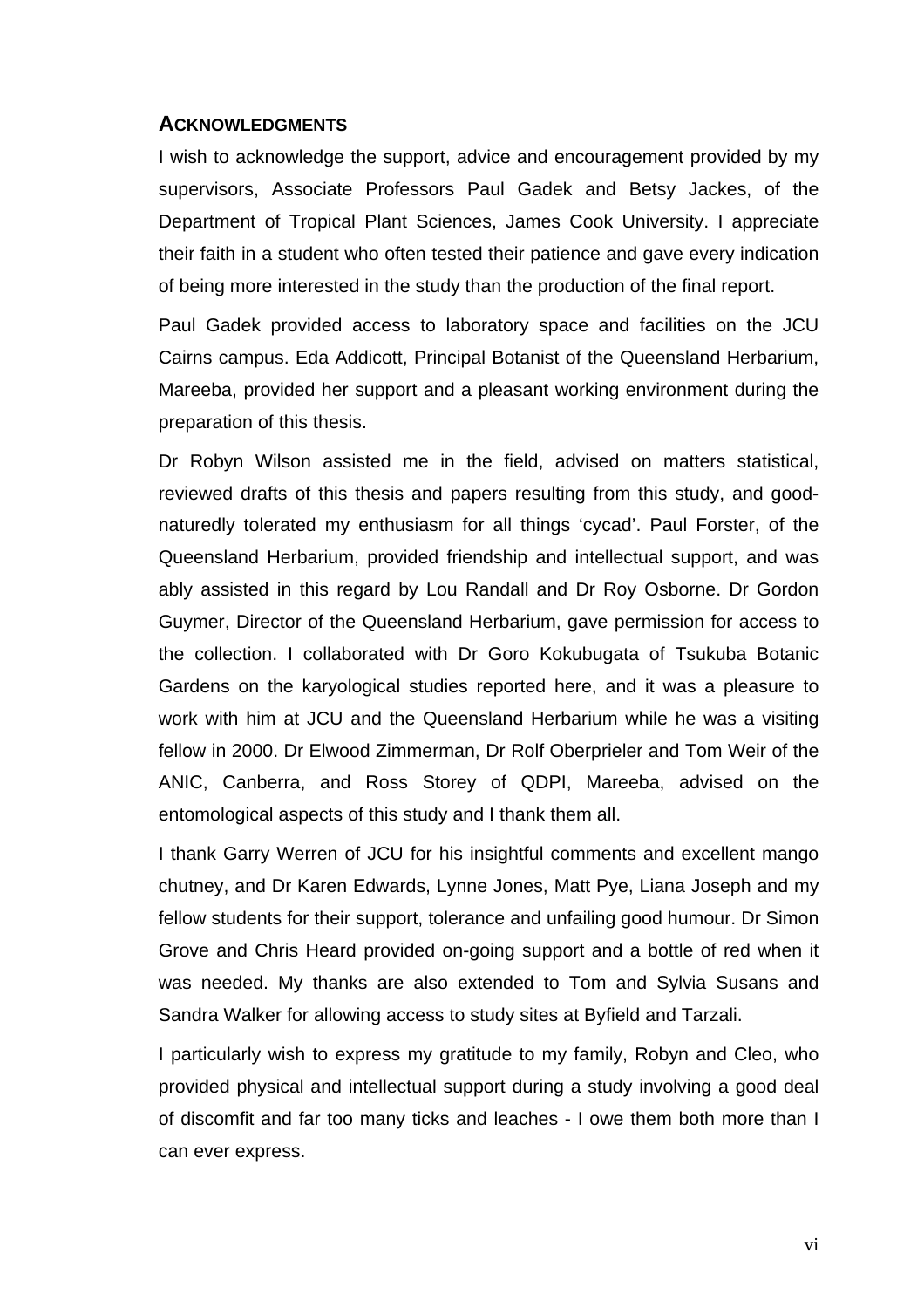## ACKNOWLEDGMENTS

I wish to acknowledge the support, advice and encouragement provided by my supervisors, Associate Professors Paul Gadek and Betsy Jackes, of the Department of Tropical Plant Sciences, James Cook University. I appreciate their faith in a student who often tested their patience and gave every indication of being more interested in the study than the production of the final report.

Paul Gadek provided access to laboratory space and facilities on the JCU Cairns campus. Eda Addicott, Principal Botanist of the Queensland Herbarium, Mareeba, provided her support and a pleasant working environment during the preparation of this thesis.

Dr Robyn Wilson assisted me in the field, advised on matters statistical, reviewed drafts of this thesis and papers resulting from this study, and good-naturedly tolerated my enthusiasm for all things 'cycad'. Paul Forster, of the Queensland Herbarium, provided friendship and intellectual support, and was ably assisted in this regard by Lou Randall and Dr Roy Osborne. Dr Gordon Guymer, Director of the Queensland Herbarium, gave permission for access to the collection. I collaborated with Dr Goro Kokubugata of Tsukuba Botanic Gardens on the karyological studies reported here, and it was a pleasure to work with him at JCU and the Queensland Herbarium while he was a visiting fellow in 2000. Dr Elwood Zimmerman, Dr Rolf Oberprieler and Tom Weir of the ANIC, Canberra, and Ross Storey of QDPI, Mareeba, advised on the entomological aspects of this study and I thank them all.

I thank Garry Werren of JCU for his insightful comments and excellent mango chutney, and Dr Karen Edwards, Lynne Jones, Matt Pye, Liana Joseph and my fellow students for their support, tolerance and unfailing good humour. Dr Simon Grove and Chris Heard provided on-going support and a bottle of red when it was needed. My thanks are also extended to Tom and Sylvia Susans and Sandra Walker for allowing access to study sites at Byfield and Tarzali.

I particularly wish to express my gratitude to my family, Robyn and Cleo, who provided physical and intellectual support during a study involving a good deal of discomfit and far too many ticks and leaches - I owe them both more than I can ever express.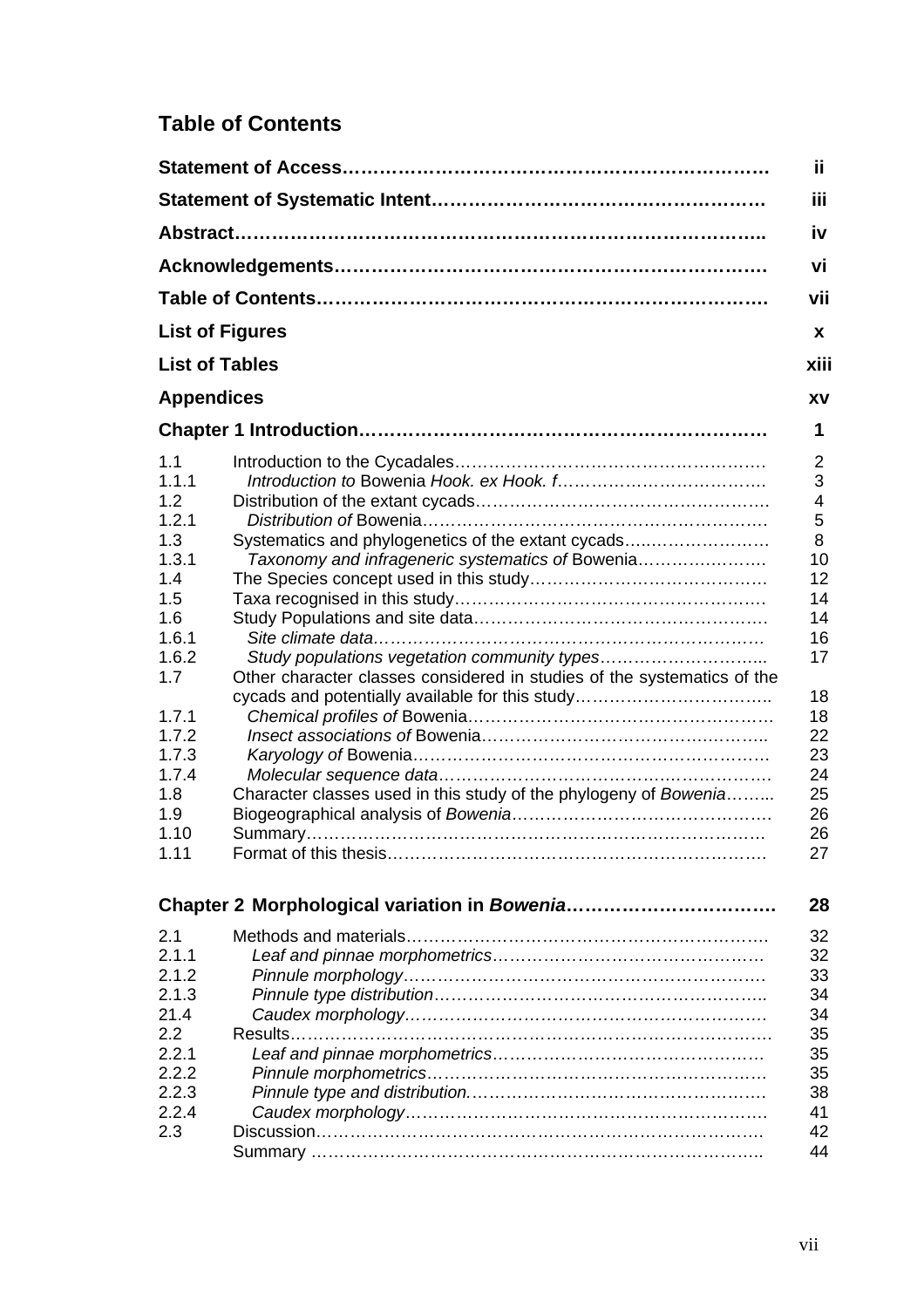## Table of Contents

| | | |
|---|---|---|
| **Statement of Access** | | **ii** |
| **Statement of Systematic Intent** | | **iii** |
| **Abstract** | | **iv** |
| **Acknowledgements** | | **vi** |
| **Table of Contents** | | **vii** |
| **List of Figures** | | **x** |
| **List of Tables** | | **xiii** |
| **Appendices** | | **xv** |
| **Chapter 1 Introduction** | | **1** |
| 1.1 | Introduction to the Cycadales | 2 |
| 1.1.1 | *Introduction to* Bowenia *Hook. ex Hook. f* | 3 |
| 1.2 | Distribution of the extant cycads | 4 |
| 1.2.1 | *Distribution of* Bowenia | 5 |
| 1.3 | Systematics and phylogenetics of the extant cycads | 8 |
| 1.3.1 | *Taxonomy and infrageneric systematics of* Bowenia | 10 |
| 1.4 | The Species concept used in this study | 12 |
| 1.5 | Taxa recognised in this study | 14 |
| 1.6 | Study Populations and site data | 14 |
| 1.6.1 | *Site climate data* | 16 |
| 1.6.2 | *Study populations vegetation community types* | 17 |
| 1.7 | Other character classes considered in studies of the systematics of the cycads and potentially available for this study | 18 |
| 1.7.1 | *Chemical profiles of* Bowenia | 18 |
| 1.7.2 | *Insect associations of* Bowenia | 22 |
| 1.7.3 | *Karyology of* Bowenia | 23 |
| 1.7.4 | *Molecular sequence data* | 24 |
| 1.8 | Character classes used in this study of the phylogeny of *Bowenia* | 25 |
| 1.9 | Biogeographical analysis of *Bowenia* | 26 |
| 1.10 | Summary | 26 |
| 1.11 | Format of this thesis | 27 |
| **Chapter 2 Morphological variation in *Bowenia*** | | **28** |
| 2.1 | Methods and materials | 32 |
| 2.1.1 | *Leaf and pinnae morphometrics* | 32 |
| 2.1.2 | *Pinnule morphology* | 33 |
| 2.1.3 | *Pinnule type distribution* | 34 |
| 21.4 | *Caudex morphology* | 34 |
| 2.2 | Results | 35 |
| 2.2.1 | *Leaf and pinnae morphometrics* | 35 |
| 2.2.2 | *Pinnule morphometrics* | 35 |
| 2.2.3 | *Pinnule type and distribution.* | 38 |
| 2.2.4 | *Caudex morphology* | 41 |
| 2.3 | Discussion | 42 |
| | Summary | 44 |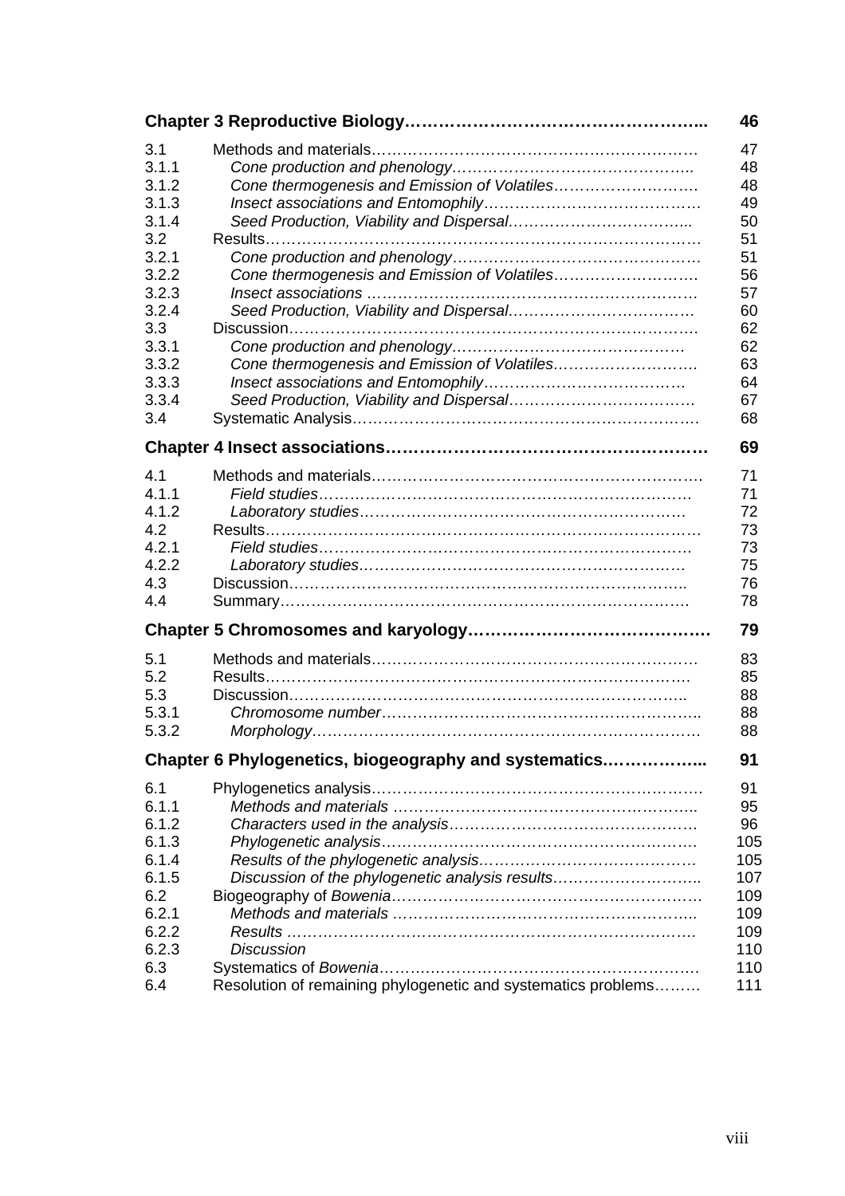| | | |
|---|---|---|
| **Chapter 3 Reproductive Biology………………………………………….** | | **46** |
| 3.1 | Methods and materials……………………………………………………… | 47 |
| 3.1.1 | *Cone production and phenology………………………………………..* | 48 |
| 3.1.2 | *Cone thermogenesis and Emission of Volatiles……………………….* | 48 |
| 3.1.3 | *Insect associations and Entomophily……………………………………* | 49 |
| 3.1.4 | *Seed Production, Viability and Dispersal……………………………...* | 50 |
| 3.2 | Results………………………………………………………………………… | 51 |
| 3.2.1 | *Cone production and phenology…………………………………………* | 51 |
| 3.2.2 | *Cone thermogenesis and Emission of Volatiles……………………….* | 56 |
| 3.2.3 | *Insect associations ………………………………………………………* | 57 |
| 3.2.4 | *Seed Production, Viability and Dispersal………………………………* | 60 |
| 3.3 | Discussion…………………………………………………………………. | 62 |
| 3.3.1 | *Cone production and phenology………………………………………* | 62 |
| 3.3.2 | *Cone thermogenesis and Emission of Volatiles……………………….* | 63 |
| 3.3.3 | *Insect associations and Entomophily…………………………………* | 64 |
| 3.3.4 | *Seed Production, Viability and Dispersal………………………………* | 67 |
| 3.4 | Systematic Analysis………………………………………………………. | 68 |
| **Chapter 4 Insect associations…………………………………………………** | | **69** |
| 4.1 | Methods and materials……………………………………………………. | 71 |
| 4.1.1 | *Field studies…………………………………………………………………* | 71 |
| 4.1.2 | *Laboratory studies…………………………………………………………* | 72 |
| 4.2 | Results………………………………………………………………………… | 73 |
| 4.2.1 | *Field studies…………………………………………………………………* | 73 |
| 4.2.2 | *Laboratory studies…………………………………………………………* | 75 |
| 4.3 | Discussion…………………………………………………………………... | 76 |
| 4.4 | Summary……………………………………………………………………. | 78 |
| **Chapter 5 Chromosomes and karyology……………………………………** | | **79** |
| 5.1 | Methods and materials……………………………………………………. | 83 |
| 5.2 | Results………………………………………………………………………. | 85 |
| 5.3 | Discussion…………………………………………………………………... | 88 |
| 5.3.1 | *Chromosome number……………………………………………………..* | 88 |
| 5.3.2 | *Morphology…………………………………………………………………* | 88 |
| **Chapter 6 Phylogenetics, biogeography and systematics……………...** | | **91** |
| 6.1 | Phylogenetics analysis……………………………………………………. | 91 |
| 6.1.1 | *Methods and materials ……………………………………………………..* | 95 |
| 6.1.2 | *Characters used in the analysis…………………………………………* | 96 |
| 6.1.3 | *Phylogenetic analysis……………………………………………………….* | 105 |
| 6.1.4 | *Results of the phylogenetic analysis……………………………………* | 105 |
| 6.1.5 | *Discussion of the phylogenetic analysis results………………………..* | 107 |
| 6.2 | Biogeography of *Bowenia*……………………………………………………… | 109 |
| 6.2.1 | *Methods and materials ……………………………………………………..* | 109 |
| 6.2.2 | *Results …………………………………………………………………….* | 109 |
| 6.2.3 | *Discussion* | 110 |
| 6.3 | Systematics of *Bowenia*…………………………………………………… | 110 |
| 6.4 | Resolution of remaining phylogenetic and systematics problems……… | 111 |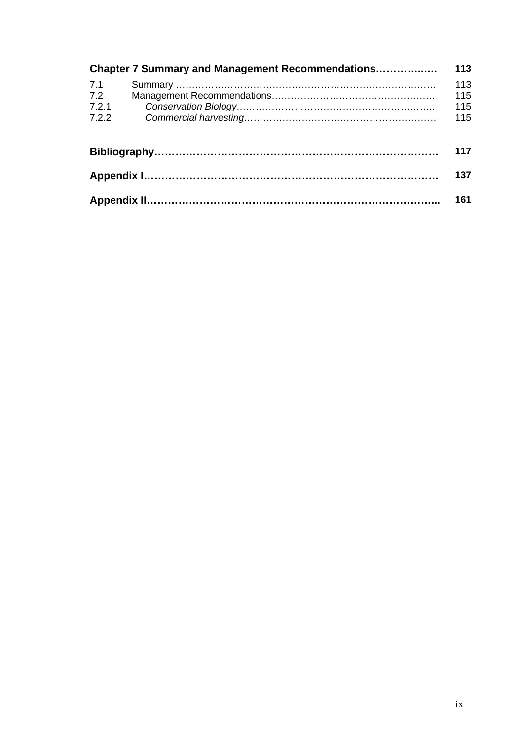| | | |
|---|---|---|
| **Chapter 7 Summary and Management Recommendations……………..….** | | **113** |
| 7.1 | Summary ………………………………………………………………………… | 113 |
| 7.2 | Management Recommendations…………………………………………… | 115 |
| 7.2.1 | *Conservation Biology*…………………………………………………….. | 115 |
| 7.2.2 | *Commercial harvesting*…………………………………………………… | 115 |
| **Bibliography…………………………………………………………………….** | | **117** |
| **Appendix I……………………………………………………………………….** | | **137** |
| **Appendix II……………………………………………………………………...** | | **161** |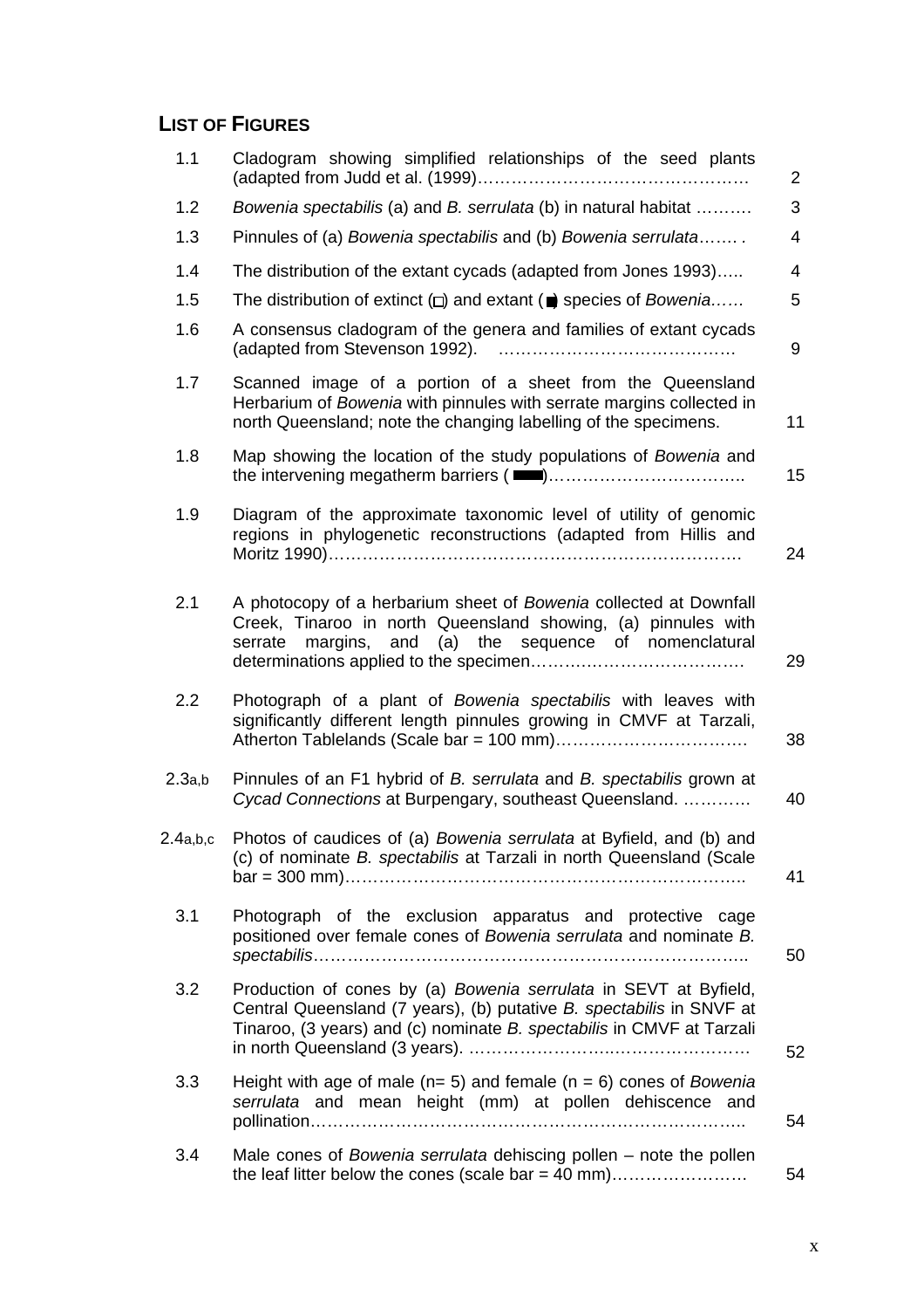## LIST OF FIGURES

| | | |
|---|---|---|
| 1.1 | Cladogram showing simplified relationships of the seed plants (adapted from Judd et al. (1999)………………………………………… | 2 |
| 1.2 | *Bowenia spectabilis* (a) and *B. serrulata* (b) in natural habitat ………. | 3 |
| 1.3 | Pinnules of (a) *Bowenia spectabilis* and (b) *Bowenia serrulata*……. . | 4 |
| 1.4 | The distribution of the extant cycads (adapted from Jones 1993)….. | 4 |
| 1.5 | The distribution of extinct (□) and extant (■) species of *Bowenia*…… | 5 |
| 1.6 | A consensus cladogram of the genera and families of extant cycads (adapted from Stevenson 1992). …………………………………… | 9 |
| 1.7 | Scanned image of a portion of a sheet from the Queensland Herbarium of *Bowenia* with pinnules with serrate margins collected in north Queensland; note the changing labelling of the specimens. | 11 |
| 1.8 | Map showing the location of the study populations of *Bowenia* and the intervening megatherm barriers (▬)……………………………. | 15 |
| 1.9 | Diagram of the approximate taxonomic level of utility of genomic regions in phylogenetic reconstructions (adapted from Hillis and Moritz 1990)……………………………………………………………. | 24 |
| 2.1 | A photocopy of a herbarium sheet of *Bowenia* collected at Downfall Creek, Tinaroo in north Queensland showing, (a) pinnules with serrate margins, and (a) the sequence of nomenclatural determinations applied to the specimen………………………………… | 29 |
| 2.2 | Photograph of a plant of *Bowenia spectabilis* with leaves with significantly different length pinnules growing in CMVF at Tarzali, Atherton Tablelands (Scale bar = 100 mm)…………………………… | 38 |
| 2.3a,b | Pinnules of an F1 hybrid of *B. serrulata* and *B. spectabilis* grown at *Cycad Connections* at Burpengary, southeast Queensland. ………… | 40 |
| 2.4a,b,c | Photos of caudices of (a) *Bowenia serrulata* at Byfield, and (b) and (c) of nominate *B. spectabilis* at Tarzali in north Queensland (Scale bar = 300 mm)……………………………………………………………. | 41 |
| 3.1 | Photograph of the exclusion apparatus and protective cage positioned over female cones of *Bowenia serrulata* and nominate *B. spectabilis*………………………………………………………………….. | 50 |
| 3.2 | Production of cones by (a) *Bowenia serrulata* in SEVT at Byfield, Central Queensland (7 years), (b) putative *B. spectabilis* in SNVF at Tinaroo, (3 years) and (c) nominate *B. spectabilis* in CMVF at Tarzali in north Queensland (3 years). ………………………..………………… | 52 |
| 3.3 | Height with age of male (n= 5) and female (n = 6) cones of *Bowenia serrulata* and mean height (mm) at pollen dehiscence and pollination………………………………………………………………….. | 54 |
| 3.4 | Male cones of *Bowenia serrulata* dehiscing pollen – note the pollen the leaf litter below the cones (scale bar = 40 mm)…………………… | 54 |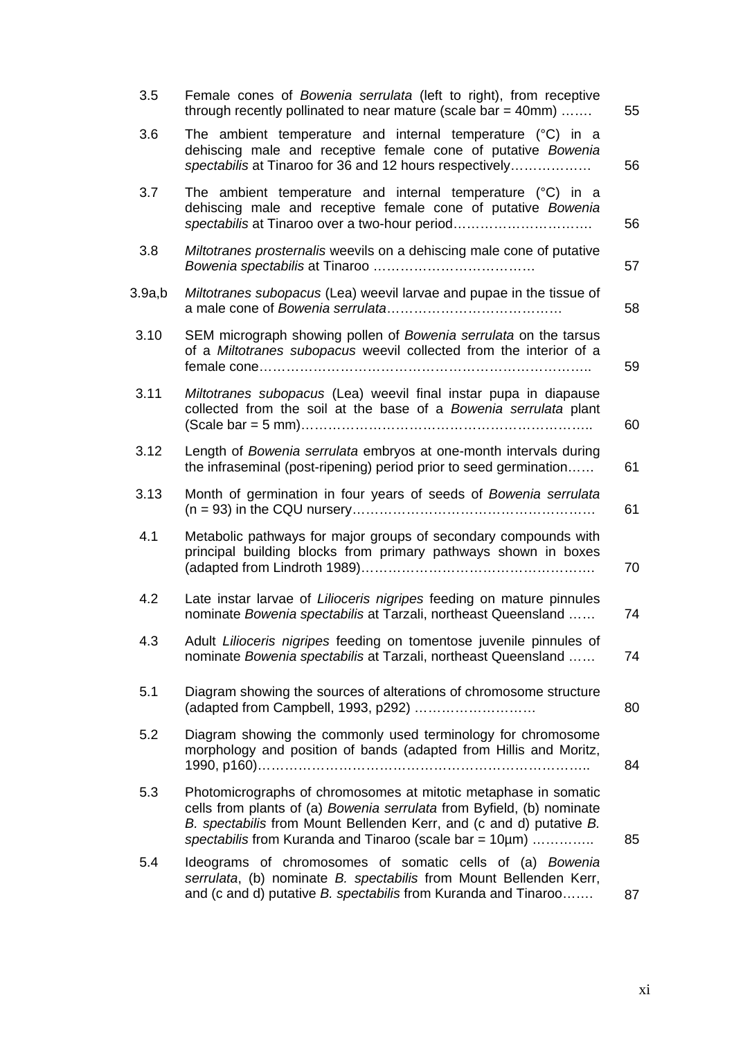| | | |
|---|---|---|
| 3.5 | Female cones of *Bowenia serrulata* (left to right), from receptive through recently pollinated to near mature (scale bar = 40mm) ……. | 55 |
| 3.6 | The ambient temperature and internal temperature (°C) in a dehiscing male and receptive female cone of putative *Bowenia spectabilis* at Tinaroo for 36 and 12 hours respectively……………… | 56 |
| 3.7 | The ambient temperature and internal temperature (°C) in a dehiscing male and receptive female cone of putative *Bowenia spectabilis* at Tinaroo over a two-hour period…………………………. | 56 |
| 3.8 | *Miltotranes prosternalis* weevils on a dehiscing male cone of putative *Bowenia spectabilis* at Tinaroo ………………………………. | 57 |
| 3.9a,b | *Miltotranes subopacus* (Lea) weevil larvae and pupae in the tissue of a male cone of *Bowenia serrulata*…………………………………. | 58 |
| 3.10 | SEM micrograph showing pollen of *Bowenia serrulata* on the tarsus of a *Miltotranes subopacus* weevil collected from the interior of a female cone……………………………………………………………….. | 59 |
| 3.11 | *Miltotranes subopacus* (Lea) weevil final instar pupa in diapause collected from the soil at the base of a *Bowenia serrulata* plant (Scale bar = 5 mm)……………………………………………………….. | 60 |
| 3.12 | Length of *Bowenia serrulata* embryos at one-month intervals during the infraseminal (post-ripening) period prior to seed germination…… | 61 |
| 3.13 | Month of germination in four years of seeds of *Bowenia serrulata* (n = 93) in the CQU nursery……………………………………………. | 61 |
| 4.1 | Metabolic pathways for major groups of secondary compounds with principal building blocks from primary pathways shown in boxes (adapted from Lindroth 1989)……………………………………………. | 70 |
| 4.2 | Late instar larvae of *Lilioceris nigripes* feeding on mature pinnules nominate *Bowenia spectabilis* at Tarzali, northeast Queensland …… | 74 |
| 4.3 | Adult *Lilioceris nigripes* feeding on tomentose juvenile pinnules of nominate *Bowenia spectabilis* at Tarzali, northeast Queensland …… | 74 |
| 5.1 | Diagram showing the sources of alterations of chromosome structure (adapted from Campbell, 1993, p292) ……………………… | 80 |
| 5.2 | Diagram showing the commonly used terminology for chromosome morphology and position of bands (adapted from Hillis and Moritz, 1990, p160)……………………………………………………………….. | 84 |
| 5.3 | Photomicrographs of chromosomes at mitotic metaphase in somatic cells from plants of (a) *Bowenia serrulata* from Byfield, (b) nominate *B. spectabilis* from Mount Bellenden Kerr, and (c and d) putative *B. spectabilis* from Kuranda and Tinaroo (scale bar = 10µm) ………….. | 85 |
| 5.4 | Ideograms of chromosomes of somatic cells of (a) *Bowenia serrulata*, (b) nominate *B. spectabilis* from Mount Bellenden Kerr, and (c and d) putative *B. spectabilis* from Kuranda and Tinaroo……. | 87 |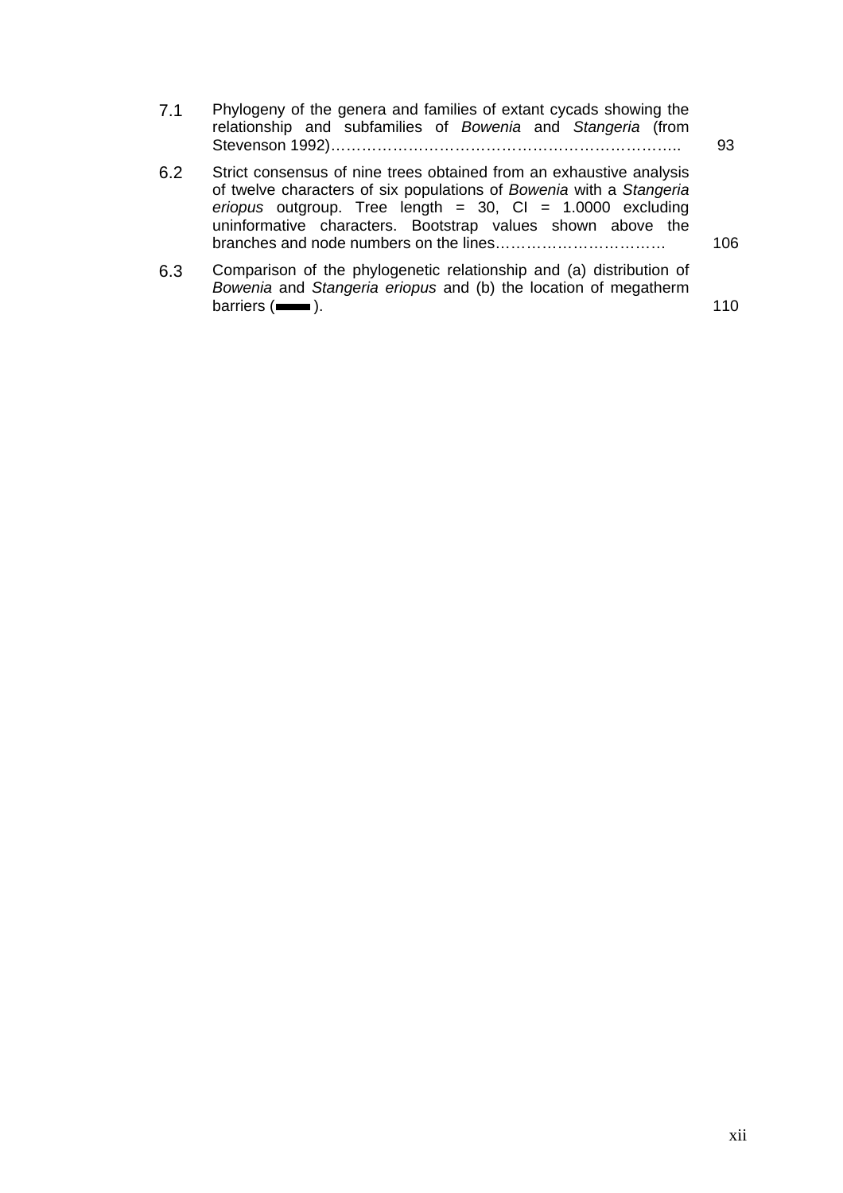| | | |
|---|---|---|
| 7.1 | Phylogeny of the genera and families of extant cycads showing the relationship and subfamilies of *Bowenia* and *Stangeria* (from Stevenson 1992)………………………………………………………….. | 93 |
| 6.2 | Strict consensus of nine trees obtained from an exhaustive analysis of twelve characters of six populations of *Bowenia* with a *Stangeria eriopus* outgroup. Tree length = 30, CI = 1.0000 excluding uninformative characters. Bootstrap values shown above the branches and node numbers on the lines……………………………. | 106 |
| 6.3 | Comparison of the phylogenetic relationship and (a) distribution of *Bowenia* and *Stangeria eriopus* and (b) the location of megatherm barriers (▬▬). | 110 |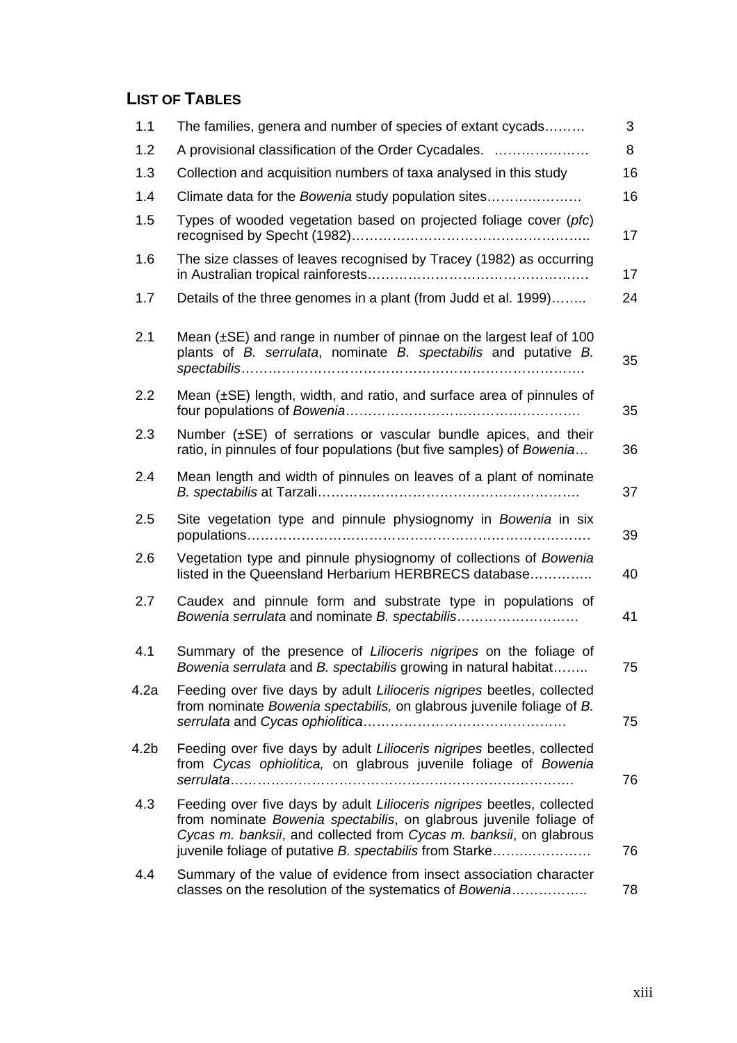## LIST OF TABLES

| | | |
|---|---|---|
| 1.1 | The families, genera and number of species of extant cycads……… | 3 |
| 1.2 | A provisional classification of the Order Cycadales. ………………… | 8 |
| 1.3 | Collection and acquisition numbers of taxa analysed in this study | 16 |
| 1.4 | Climate data for the *Bowenia* study population sites………………… | 16 |
| 1.5 | Types of wooded vegetation based on projected foliage cover (*pfc*) recognised by Specht (1982)…………………………………………….. | 17 |
| 1.6 | The size classes of leaves recognised by Tracey (1982) as occurring in Australian tropical rainforests…………………………………………… | 17 |
| 1.7 | Details of the three genomes in a plant (from Judd et al. 1999)…….. | 24 |
| 2.1 | Mean (±SE) and range in number of pinnae on the largest leaf of 100 plants of *B. serrulata*, nominate *B. spectabilis* and putative *B. spectabilis*………………………………………………………………… | 35 |
| 2.2 | Mean (±SE) length, width, and ratio, and surface area of pinnules of four populations of *Bowenia*……………………………………………. | 35 |
| 2.3 | Number (±SE) of serrations or vascular bundle apices, and their ratio, in pinnules of four populations (but five samples) of *Bowenia*… | 36 |
| 2.4 | Mean length and width of pinnules on leaves of a plant of nominate *B. spectabilis* at Tarzali…………………………………………………. | 37 |
| 2.5 | Site vegetation type and pinnule physiognomy in *Bowenia* in six populations……………………………………………………………… | 39 |
| 2.6 | Vegetation type and pinnule physiognomy of collections of *Bowenia* listed in the Queensland Herbarium HERBRECS database………….. | 40 |
| 2.7 | Caudex and pinnule form and substrate type in populations of *Bowenia serrulata* and nominate *B. spectabilis*……………………… | 41 |
| 4.1 | Summary of the presence of *Lilioceris nigripes* on the foliage of *Bowenia serrulata* and *B. spectabilis* growing in natural habitat…….. | 75 |
| 4.2a | Feeding over five days by adult *Lilioceris nigripes* beetles, collected from nominate *Bowenia spectabilis,* on glabrous juvenile foliage of *B. serrulata* and *Cycas ophiolitica*……………………………………… | 75 |
| 4.2b | Feeding over five days by adult *Lilioceris nigripes* beetles, collected from *Cycas ophiolitica,* on glabrous juvenile foliage of *Bowenia serrulata*……………………………………………………………………. | 76 |
| 4.3 | Feeding over five days by adult *Lilioceris nigripes* beetles, collected from nominate *Bowenia spectabilis*, on glabrous juvenile foliage of *Cycas m. banksii*, and collected from *Cycas m. banksii*, on glabrous juvenile foliage of putative *B. spectabilis* from Starke…………………. | 76 |
| 4.4 | Summary of the value of evidence from insect association character classes on the resolution of the systematics of *Bowenia*…………….. | 78 |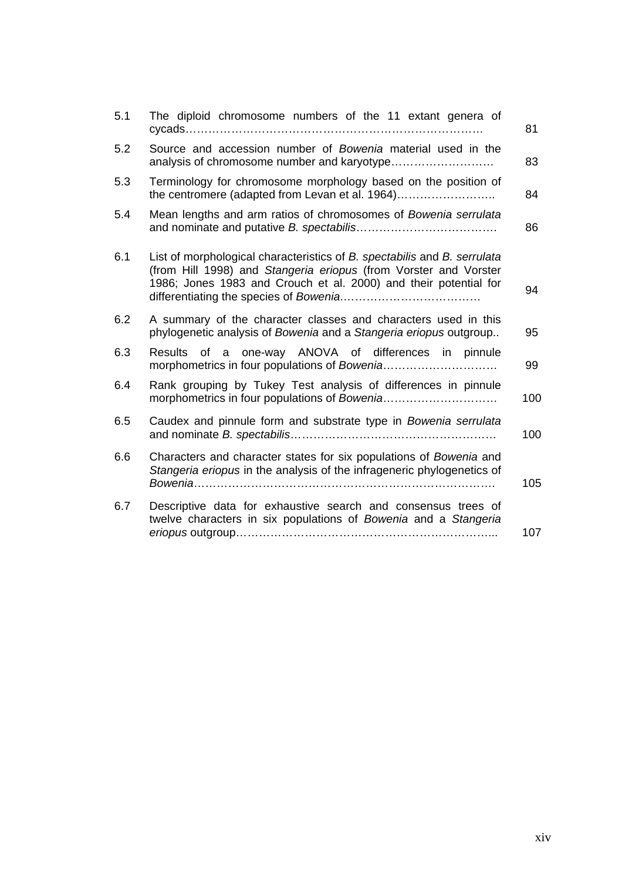| | | |
|---|---|---|
| 5.1 | The diploid chromosome numbers of the 11 extant genera of cycads………………………………………………………………… | 81 |
| 5.2 | Source and accession number of *Bowenia* material used in the analysis of chromosome number and karyotype……………………… | 83 |
| 5.3 | Terminology for chromosome morphology based on the position of the centromere (adapted from Levan et al. 1964)…………………….. | 84 |
| 5.4 | Mean lengths and arm ratios of chromosomes of *Bowenia serrulata* and nominate and putative *B. spectabilis*………………………………. | 86 |
| 6.1 | List of morphological characteristics of *B. spectabilis* and *B. serrulata* (from Hill 1998) and *Stangeria eriopus* (from Vorster and Vorster 1986; Jones 1983 and Crouch et al. 2000) and their potential for differentiating the species of *Bowenia*.………………………………. | 94 |
| 6.2 | A summary of the character classes and characters used in this phylogenetic analysis of *Bowenia* and a *Stangeria eriopus* outgroup.. | 95 |
| 6.3 | Results of a one-way ANOVA of differences in pinnule morphometrics in four populations of *Bowenia*………………………… | 99 |
| 6.4 | Rank grouping by Tukey Test analysis of differences in pinnule morphometrics in four populations of *Bowenia*………………………… | 100 |
| 6.5 | Caudex and pinnule form and substrate type in *Bowenia serrulata* and nominate *B. spectabilis*……………………………………………… | 100 |
| 6.6 | Characters and character states for six populations of *Bowenia* and *Stangeria eriopus* in the analysis of the infrageneric phylogenetics of *Bowenia*……………………………………………………………………. | 105 |
| 6.7 | Descriptive data for exhaustive search and consensus trees of twelve characters in six populations of *Bowenia* and a *Stangeria eriopus* outgroup…………………………………………………………... | 107 |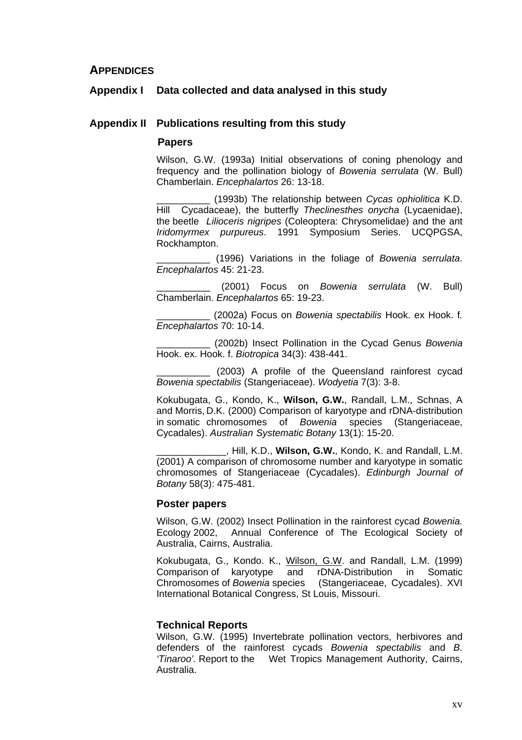## APPENDICES

### Appendix I Data collected and data analysed in this study

### Appendix II Publications resulting from this study

#### Papers

Wilson, G.W. (1993a) Initial observations of coning phenology and frequency and the pollination biology of *Bowenia serrulata* (W. Bull) Chamberlain. *Encephalartos* 26: 13-18.

__________ (1993b) The relationship between *Cycas ophiolitica* K.D. Hill Cycadaceae), the butterfly *Theclinesthes onycha* (Lycaenidae), the beetle *Lilioceris nigripes* (Coleoptera: Chrysomelidae) and the ant *Iridomyrmex purpureus*. 1991 Symposium Series. UCQPGSA, Rockhampton.

__________ (1996) Variations in the foliage of *Bowenia serrulata*. *Encephalartos* 45: 21-23.

__________ (2001) Focus on *Bowenia serrulata* (W. Bull) Chamberlain. *Encephalartos* 65: 19-23.

__________ (2002a) Focus on *Bowenia spectabilis* Hook. ex Hook. f. *Encephalartos* 70: 10-14.

__________ (2002b) Insect Pollination in the Cycad Genus *Bowenia* Hook. ex. Hook. f. *Biotropica* 34(3): 438-441.

__________ (2003) A profile of the Queensland rainforest cycad *Bowenia spectabilis* (Stangeriaceae). *Wodyetia* 7(3): 3-8.

Kokubugata, G., Kondo, K., **Wilson, G.W.**, Randall, L.M., Schnas, A and Morris, D.K. (2000) Comparison of karyotype and rDNA-distribution in somatic chromosomes of *Bowenia* species (Stangeriaceae, Cycadales). *Australian Systematic Botany* 13(1): 15-20.

_____________, Hill, K.D., **Wilson, G.W.**, Kondo, K. and Randall, L.M. (2001) A comparison of chromosome number and karyotype in somatic chromosomes of Stangeriaceae (Cycadales). *Edinburgh Journal of Botany* 58(3): 475-481.

#### Poster papers

Wilson, G.W. (2002) Insect Pollination in the rainforest cycad *Bowenia.* Ecology 2002, Annual Conference of The Ecological Society of Australia, Cairns, Australia.

Kokubugata, G., Kondo. K., Wilson, G.W. and Randall, L.M. (1999) Comparison of karyotype and rDNA-Distribution in Somatic Chromosomes of *Bowenia* species (Stangeriaceae, Cycadales). XVI International Botanical Congress, St Louis, Missouri.

#### Technical Reports

Wilson, G.W. (1995) Invertebrate pollination vectors, herbivores and defenders of the rainforest cycads *Bowenia spectabilis* and *B. 'Tinaroo'.* Report to the Wet Tropics Management Authority, Cairns, Australia.